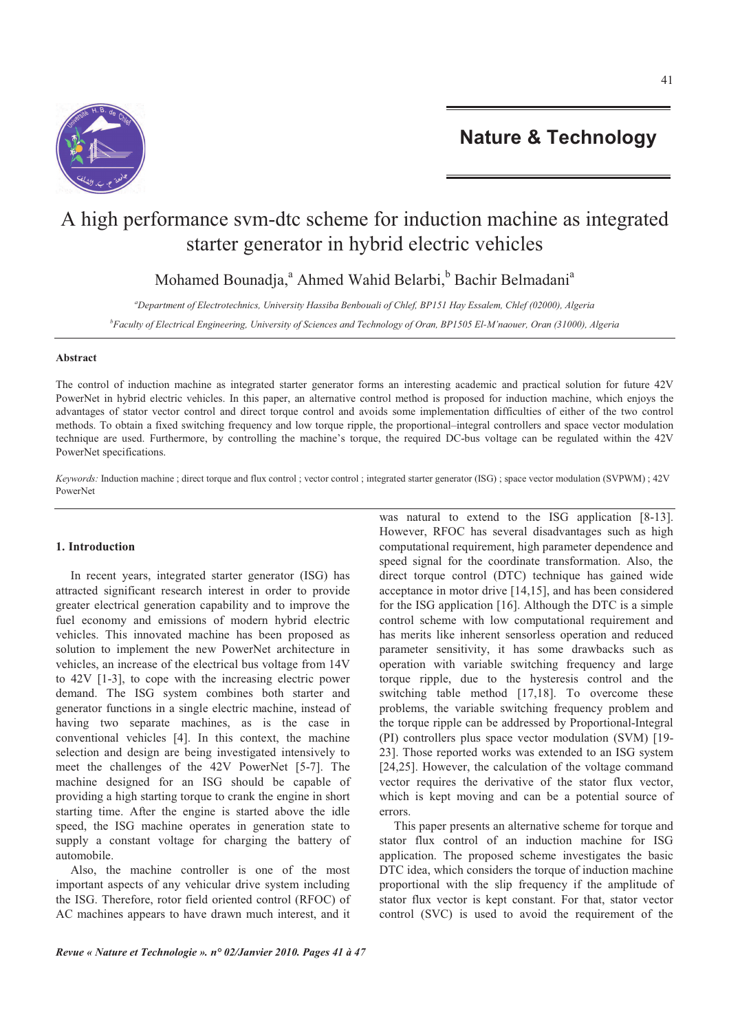# A high performance svm-dtc scheme for induction machine as integrated starter generator in hybrid electric vehicles

Mohamed Bounadja,[a] Ahmed Wahid Belarbi,[b] Bachir Belmadani[a]

[a]*Department of Electrotechnics, University Hassiba Benbouali of Chlef, BP151 Hay Essalem, Chlef (02000), Algeria*

[b]*Faculty of Electrical Engineering, University of Sciences and Technology of Oran, BP1505 El-M'naouer, Oran (31000), Algeria*

### Abstract

The control of induction machine as integrated starter generator forms an interesting academic and practical solution for future 42V PowerNet in hybrid electric vehicles. In this paper, an alternative control method is proposed for induction machine, which enjoys the advantages of stator vector control and direct torque control and avoids some implementation difficulties of either of the two control methods. To obtain a fixed switching frequency and low torque ripple, the proportional–integral controllers and space vector modulation technique are used. Furthermore, by controlling the machine's torque, the required DC-bus voltage can be regulated within the 42V PowerNet specifications.

*Keywords:* Induction machine ; direct torque and flux control ; vector control ; integrated starter generator (ISG) ; space vector modulation (SVPWM) ; 42V PowerNet

## 1. Introduction

In recent years, integrated starter generator (ISG) has attracted significant research interest in order to provide greater electrical generation capability and to improve the fuel economy and emissions of modern hybrid electric vehicles. This innovated machine has been proposed as solution to implement the new PowerNet architecture in vehicles, an increase of the electrical bus voltage from 14V to 42V [1-3], to cope with the increasing electric power demand. The ISG system combines both starter and generator functions in a single electric machine, instead of having two separate machines, as is the case in conventional vehicles [4]. In this context, the machine selection and design are being investigated intensively to meet the challenges of the 42V PowerNet [5-7]. The machine designed for an ISG should be capable of providing a high starting torque to crank the engine in short starting time. After the engine is started above the idle speed, the ISG machine operates in generation state to supply a constant voltage for charging the battery of automobile.

Also, the machine controller is one of the most important aspects of any vehicular drive system including the ISG. Therefore, rotor field oriented control (RFOC) of AC machines appears to have drawn much interest, and it was natural to extend to the ISG application [8-13]. However, RFOC has several disadvantages such as high computational requirement, high parameter dependence and speed signal for the coordinate transformation. Also, the direct torque control (DTC) technique has gained wide acceptance in motor drive [14,15], and has been considered for the ISG application [16]. Although the DTC is a simple control scheme with low computational requirement and has merits like inherent sensorless operation and reduced parameter sensitivity, it has some drawbacks such as operation with variable switching frequency and large torque ripple, due to the hysteresis control and the switching table method [17,18]. To overcome these problems, the variable switching frequency problem and the torque ripple can be addressed by Proportional-Integral (PI) controllers plus space vector modulation (SVM) [19-23]. Those reported works was extended to an ISG system [24,25]. However, the calculation of the voltage command vector requires the derivative of the stator flux vector, which is kept moving and can be a potential source of errors.

This paper presents an alternative scheme for torque and stator flux control of an induction machine for ISG application. The proposed scheme investigates the basic DTC idea, which considers the torque of induction machine proportional with the slip frequency if the amplitude of stator flux vector is kept constant. For that, stator vector control (SVC) is used to avoid the requirement of the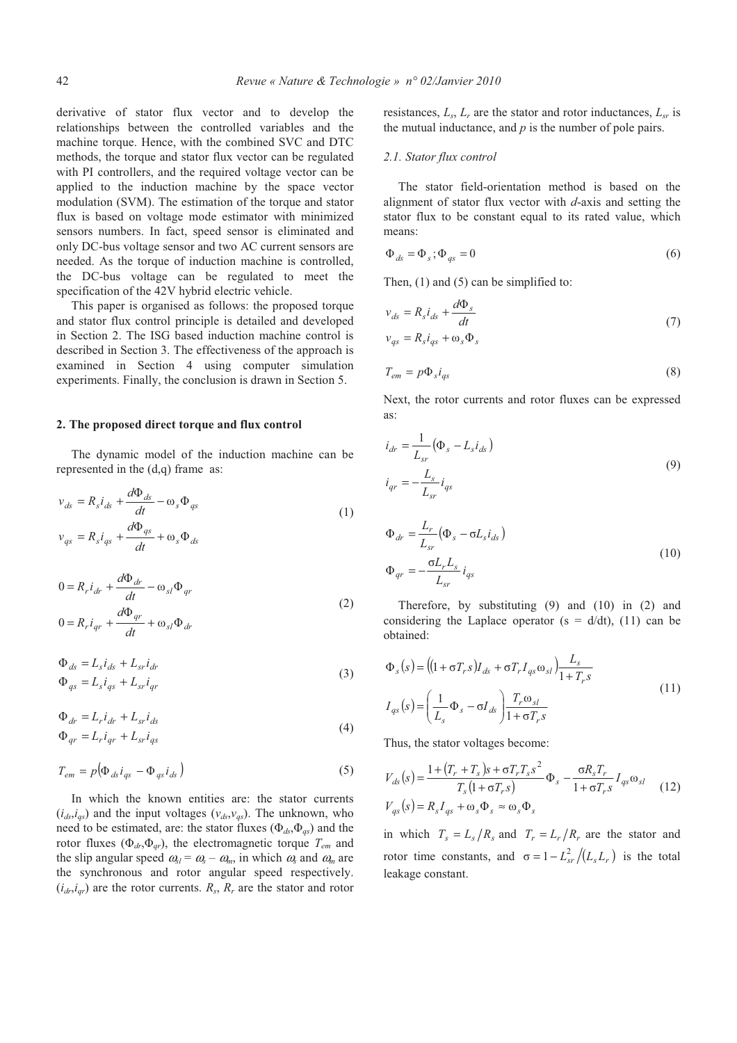derivative of stator flux vector and to develop the relationships between the controlled variables and the machine torque. Hence, with the combined SVC and DTC methods, the torque and stator flux vector can be regulated with PI controllers, and the required voltage vector can be applied to the induction machine by the space vector modulation (SVM). The estimation of the torque and stator flux is based on voltage mode estimator with minimized sensors numbers. In fact, speed sensor is eliminated and only DC-bus voltage sensor and two AC current sensors are needed. As the torque of induction machine is controlled, the DC-bus voltage can be regulated to meet the specification of the 42V hybrid electric vehicle.

This paper is organised as follows: the proposed torque and stator flux control principle is detailed and developed in Section 2. The ISG based induction machine control is described in Section 3. The effectiveness of the approach is examined in Section 4 using computer simulation experiments. Finally, the conclusion is drawn in Section 5.

## 2. The proposed direct torque and flux control

The dynamic model of the induction machine can be represented in the (d,q) frame as:

$$
\begin{aligned}
v_{ds} &= R_s i_{ds} + \frac{d\Phi_{ds}}{dt} - \omega_s \Phi_{qs} \\
v_{qs} &= R_s i_{qs} + \frac{d\Phi_{qs}}{dt} + \omega_s \Phi_{ds}
\end{aligned}
\tag{1}
$$

$$
\begin{aligned}
0 &= R_r i_{dr} + \frac{d\Phi_{dr}}{dt} - \omega_{sl} \Phi_{qr} \\
0 &= R_r i_{qr} + \frac{d\Phi_{qr}}{dt} + \omega_{sl} \Phi_{dr}
\end{aligned}
\tag{2}
$$

$$
\begin{aligned}
\Phi_{ds} &= L_s i_{ds} + L_{sr} i_{dr} \\
\Phi_{qs} &= L_s i_{qs} + L_{sr} i_{qr}
\end{aligned}
\tag{3}
$$

$$
\begin{aligned}
\Phi_{dr} &= L_r i_{dr} + L_{sr} i_{ds} \\
\Phi_{qr} &= L_r i_{qr} + L_{sr} i_{qs}
\end{aligned}
\tag{4}
$$

$$
T_{em} = p\left(\Phi_{ds} i_{qs} - \Phi_{qs} i_{ds}\right) \tag{5}
$$

In which the known entities are: the stator currents ($i_{ds}$,$i_{qs}$) and the input voltages ($v_{ds}$,$v_{qs}$). The unknown, who need to be estimated, are: the stator fluxes ($\Phi_{ds}$,$\Phi_{qs}$) and the rotor fluxes ($\Phi_{dr}$,$\Phi_{qr}$), the electromagnetic torque $T_{em}$ and the slip angular speed $\omega_{sl} = \omega_s - \omega_m$, in which $\omega_s$ and $\omega_m$ are the synchronous and rotor angular speed respectively. ($i_{dr}$,$i_{qr}$) are the rotor currents. $R_s$, $R_r$ are the stator and rotor resistances, $L_s$, $L_r$ are the stator and rotor inductances, $L_{sr}$ is the mutual inductance, and $p$ is the number of pole pairs.

### *2.1. Stator flux control*

The stator field-orientation method is based on the alignment of stator flux vector with *d*-axis and setting the stator flux to be constant equal to its rated value, which means:

$$
\Phi_{ds} = \Phi_s \, ; \Phi_{qs} = 0 \tag{6}
$$

Then, (1) and (5) can be simplified to:

$$
\begin{aligned}
v_{ds} &= R_s i_{ds} + \frac{d\Phi_s}{dt} \\
v_{qs} &= R_s i_{qs} + \omega_s \Phi_s
\end{aligned}
\tag{7}
$$

$$
T_{em} = p\Phi_s i_{qs} \tag{8}
$$

Next, the rotor currents and rotor fluxes can be expressed as:

$$
\begin{aligned}
i_{dr} &= \frac{1}{L_{sr}}\left(\Phi_s - L_s i_{ds}\right) \\
i_{qr} &= -\frac{L_s}{L_{sr}} i_{qs}
\end{aligned}
\tag{9}
$$

$$
\begin{aligned}
\Phi_{dr} &= \frac{L_r}{L_{sr}}\left(\Phi_s - \sigma L_s i_{ds}\right) \\
\Phi_{qr} &= -\frac{\sigma L_r L_s}{L_{sr}} i_{qs}
\end{aligned}
\tag{10}
$$

Therefore, by substituting (9) and (10) in (2) and considering the Laplace operator (s = d/dt), (11) can be obtained:

$$
\begin{aligned}
\Phi_s(s) &= \left((1+\sigma T_r s) I_{ds} + \sigma T_r I_{qs} \omega_{sl}\right) \frac{L_s}{1+T_r s} \\
I_{qs}(s) &= \left(\frac{1}{L_s}\Phi_s - \sigma I_{ds}\right) \frac{T_r \omega_{sl}}{1+\sigma T_r s}
\end{aligned}
\tag{11}
$$

Thus, the stator voltages become:

$$
\begin{aligned}
V_{ds}(s) &= \frac{1+(T_r+T_s)s+\sigma T_r T_s s^2}{T_s(1+\sigma T_r s)}\Phi_s - \frac{\sigma R_s T_r}{1+\sigma T_r s} I_{qs}\omega_{sl} \\
V_{qs}(s) &= R_s I_{qs} + \omega_s \Phi_s \approx \omega_s \Phi_s
\end{aligned}
\tag{12}
$$

in which $T_s = L_s / R_s$ and $T_r = L_r / R_r$ are the stator and rotor time constants, and $\sigma = 1 - L_{sr}^2 / (L_s L_r)$ is the total leakage constant.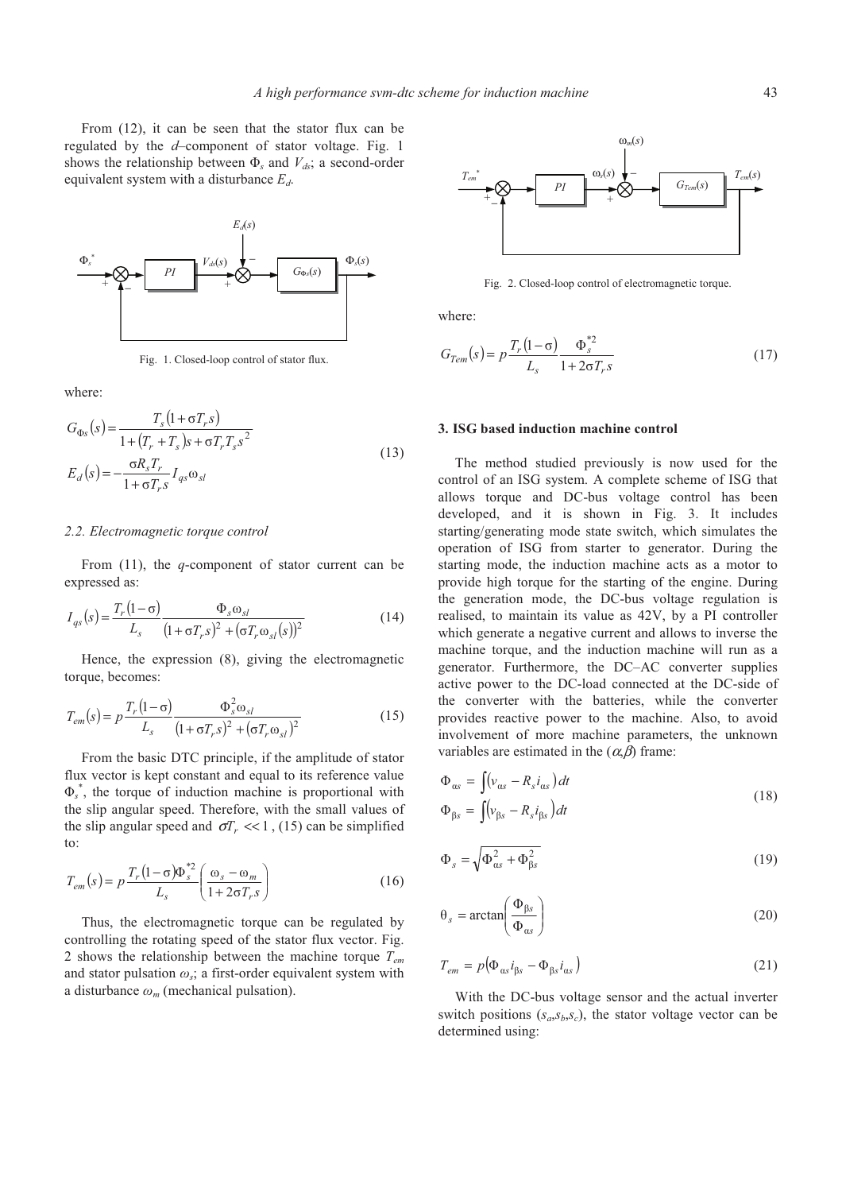From (12), it can be seen that the stator flux can be regulated by the *d*–component of stator voltage. Fig. 1 shows the relationship between $\Phi_s$ and $V_{ds}$; a second-order equivalent system with a disturbance $E_d$.

Fig. 1. Closed-loop control of stator flux.

where:

$$
\begin{aligned}
G_{\Phi s}(s) &= \frac{T_s(1+\sigma T_r s)}{1+(T_r+T_s)s+\sigma T_r T_s s^2} \\
E_d(s) &= -\frac{\sigma R_s T_r}{1+\sigma T_r s} I_{qs}\omega_{sl}
\end{aligned}
\tag{13}
$$

### 2.2. Electromagnetic torque control

From (11), the *q*-component of stator current can be expressed as:

$$
I_{qs}(s) = \frac{T_r(1-\sigma)}{L_s} \frac{\Phi_s \omega_{sl}}{(1+\sigma T_r s)^2 + (\sigma T_r \omega_{sl}(s))^2} \tag{14}
$$

Hence, the expression (8), giving the electromagnetic torque, becomes:

$$
T_{em}(s) = p\frac{T_r(1-\sigma)}{L_s} \frac{\Phi_s^2 \omega_{sl}}{(1+\sigma T_r s)^2 + (\sigma T_r \omega_{sl})^2} \tag{15}
$$

From the basic DTC principle, if the amplitude of stator flux vector is kept constant and equal to its reference value $\Phi_s^*$, the torque of induction machine is proportional with the slip angular speed. Therefore, with the small values of the slip angular speed and $\sigma T_r << 1$, (15) can be simplified to:

$$
T_{em}(s) = p\frac{T_r(1-\sigma)\Phi_s^{*2}}{L_s}\left(\frac{\omega_s - \omega_m}{1+2\sigma T_r s}\right) \tag{16}
$$

Thus, the electromagnetic torque can be regulated by controlling the rotating speed of the stator flux vector. Fig. 2 shows the relationship between the machine torque $T_{em}$ and stator pulsation $\omega_s$; a first-order equivalent system with a disturbance $\omega_m$ (mechanical pulsation).

Fig. 2. Closed-loop control of electromagnetic torque.

where:

$$
G_{Tem}(s) = p\frac{T_r(1-\sigma)}{L_s}\frac{\Phi_s^{*2}}{1+2\sigma T_r s} \tag{17}
$$

## 3. ISG based induction machine control

The method studied previously is now used for the control of an ISG system. A complete scheme of ISG that allows torque and DC-bus voltage control has been developed, and it is shown in Fig. 3. It includes starting/generating mode state switch, which simulates the operation of ISG from starter to generator. During the starting mode, the induction machine acts as a motor to provide high torque for the starting of the engine. During the generation mode, the DC-bus voltage regulation is realised, to maintain its value as 42V, by a PI controller which generate a negative current and allows to inverse the machine torque, and the induction machine will run as a generator. Furthermore, the DC–AC converter supplies active power to the DC-load connected at the DC-side of the converter with the batteries, while the converter provides reactive power to the machine. Also, to avoid involvement of more machine parameters, the unknown variables are estimated in the $(\alpha,\beta)$ frame:

$$
\begin{aligned}
\Phi_{\alpha s} &= \int (v_{\alpha s} - R_s i_{\alpha s})\,dt \\
\Phi_{\beta s} &= \int (v_{\beta s} - R_s i_{\beta s})\,dt
\end{aligned}
\tag{18}
$$

$$
\Phi_s = \sqrt{\Phi_{\alpha s}^2 + \Phi_{\beta s}^2} \tag{19}
$$

$$
\theta_s = \arctan\left(\frac{\Phi_{\beta s}}{\Phi_{\alpha s}}\right) \tag{20}
$$

$$
T_{em} = p(\Phi_{\alpha s} i_{\beta s} - \Phi_{\beta s} i_{\alpha s}) \tag{21}
$$

With the DC-bus voltage sensor and the actual inverter switch positions $(s_a, s_b, s_c)$, the stator voltage vector can be determined using: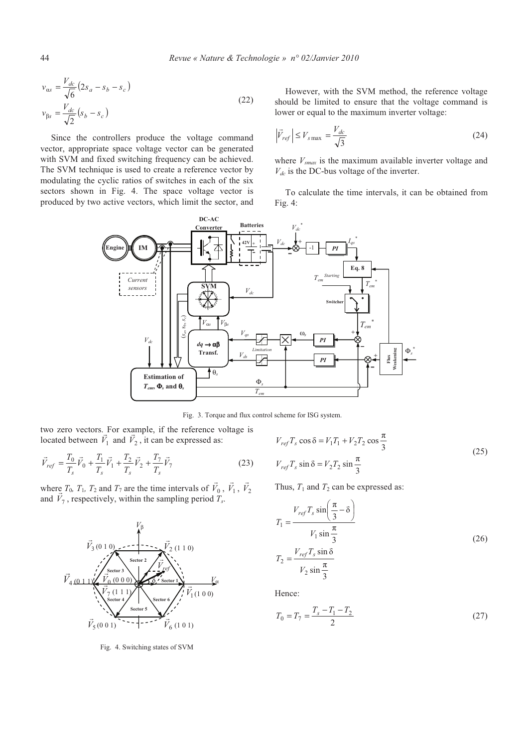$$v_{\alpha s} = \frac{V_{dc}}{\sqrt{6}}\left(2s_a - s_b - s_c\right)$$
$$v_{\beta s} = \frac{V_{dc}}{\sqrt{2}}\left(s_b - s_c\right) \tag{22}$$

Since the controllers produce the voltage command vector, appropriate space voltage vector can be generated with SVM and fixed switching frequency can be achieved. The SVM technique is used to create a reference vector by modulating the cyclic ratios of switches in each of the six sectors shown in Fig. 4. The space voltage vector is produced by two active vectors, which limit the sector, and two zero vectors. For example, if the reference voltage is located between $\vec{V}_1$ and $\vec{V}_2$, it can be expressed as:

$$\vec{V}_{ref} = \frac{T_0}{T_s}\vec{V}_0 + \frac{T_1}{T_s}\vec{V}_1 + \frac{T_2}{T_s}\vec{V}_2 + \frac{T_7}{T_s}\vec{V}_7 \tag{23}$$

where $T_0$, $T_1$, $T_2$ and $T_7$ are the time intervals of $\vec{V}_0$, $\vec{V}_1$, $\vec{V}_2$ and $\vec{V}_7$, respectively, within the sampling period $T_s$.

Fig. 4. Switching states of SVM

However, with the SVM method, the reference voltage should be limited to ensure that the voltage command is lower or equal to the maximum inverter voltage:

$$\left|\vec{V}_{ref}\right| \le V_{s\max} = \frac{V_{dc}}{\sqrt{3}} \tag{24}$$

where $V_{smax}$ is the maximum available inverter voltage and $V_{dc}$ is the DC-bus voltage of the inverter.

To calculate the time intervals, it can be obtained from Fig. 4:

$$V_{ref} T_s \cos\delta = V_1 T_1 + V_2 T_2 \cos\frac{\pi}{3}$$
$$V_{ref} T_s \sin\delta = V_2 T_2 \sin\frac{\pi}{3} \tag{25}$$

Thus, $T_1$ and $T_2$ can be expressed as:

$$T_1 = \frac{V_{ref} T_s \sin\left(\frac{\pi}{3} - \delta\right)}{V_1 \sin\frac{\pi}{3}}$$
$$T_2 = \frac{V_{ref} T_s \sin\delta}{V_2 \sin\frac{\pi}{3}} \tag{26}$$

Hence:

$$T_0 = T_7 = \frac{T_s - T_1 - T_2}{2} \tag{27}$$

Fig. 3. Torque and flux control scheme for ISG system.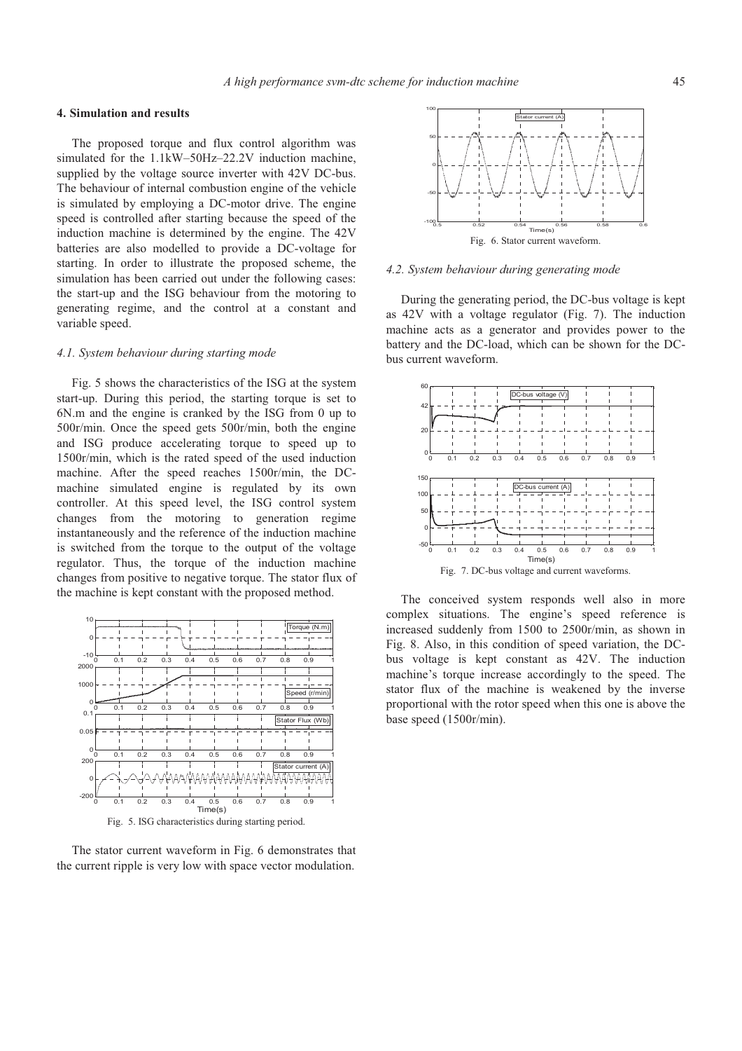## 4. Simulation and results

The proposed torque and flux control algorithm was simulated for the 1.1kW–50Hz–22.2V induction machine, supplied by the voltage source inverter with 42V DC-bus. The behaviour of internal combustion engine of the vehicle is simulated by employing a DC-motor drive. The engine speed is controlled after starting because the speed of the induction machine is determined by the engine. The 42V batteries are also modelled to provide a DC-voltage for starting. In order to illustrate the proposed scheme, the simulation has been carried out under the following cases: the start-up and the ISG behaviour from the motoring to generating regime, and the control at a constant and variable speed.

### *4.1. System behaviour during starting mode*

Fig. 5 shows the characteristics of the ISG at the system start-up. During this period, the starting torque is set to 6N.m and the engine is cranked by the ISG from 0 up to 500r/min. Once the speed gets 500r/min, both the engine and ISG produce accelerating torque to speed up to 1500r/min, which is the rated speed of the used induction machine. After the speed reaches 1500r/min, the DC-machine simulated engine is regulated by its own controller. At this speed level, the ISG control system changes from the motoring to generation regime instantaneously and the reference of the induction machine is switched from the torque to the output of the voltage regulator. Thus, the torque of the induction machine changes from positive to negative torque. The stator flux of the machine is kept constant with the proposed method.

Fig. 5. ISG characteristics during starting period.

The stator current waveform in Fig. 6 demonstrates that the current ripple is very low with space vector modulation.

Fig. 6. Stator current waveform.

### *4.2. System behaviour during generating mode*

During the generating period, the DC-bus voltage is kept as 42V with a voltage regulator (Fig. 7). The induction machine acts as a generator and provides power to the battery and the DC-load, which can be shown for the DC-bus current waveform.

Fig. 7. DC-bus voltage and current waveforms.

The conceived system responds well also in more complex situations. The engine's speed reference is increased suddenly from 1500 to 2500r/min, as shown in Fig. 8. Also, in this condition of speed variation, the DC-bus voltage is kept constant as 42V. The induction machine's torque increase accordingly to the speed. The stator flux of the machine is weakened by the inverse proportional with the rotor speed when this one is above the base speed (1500r/min).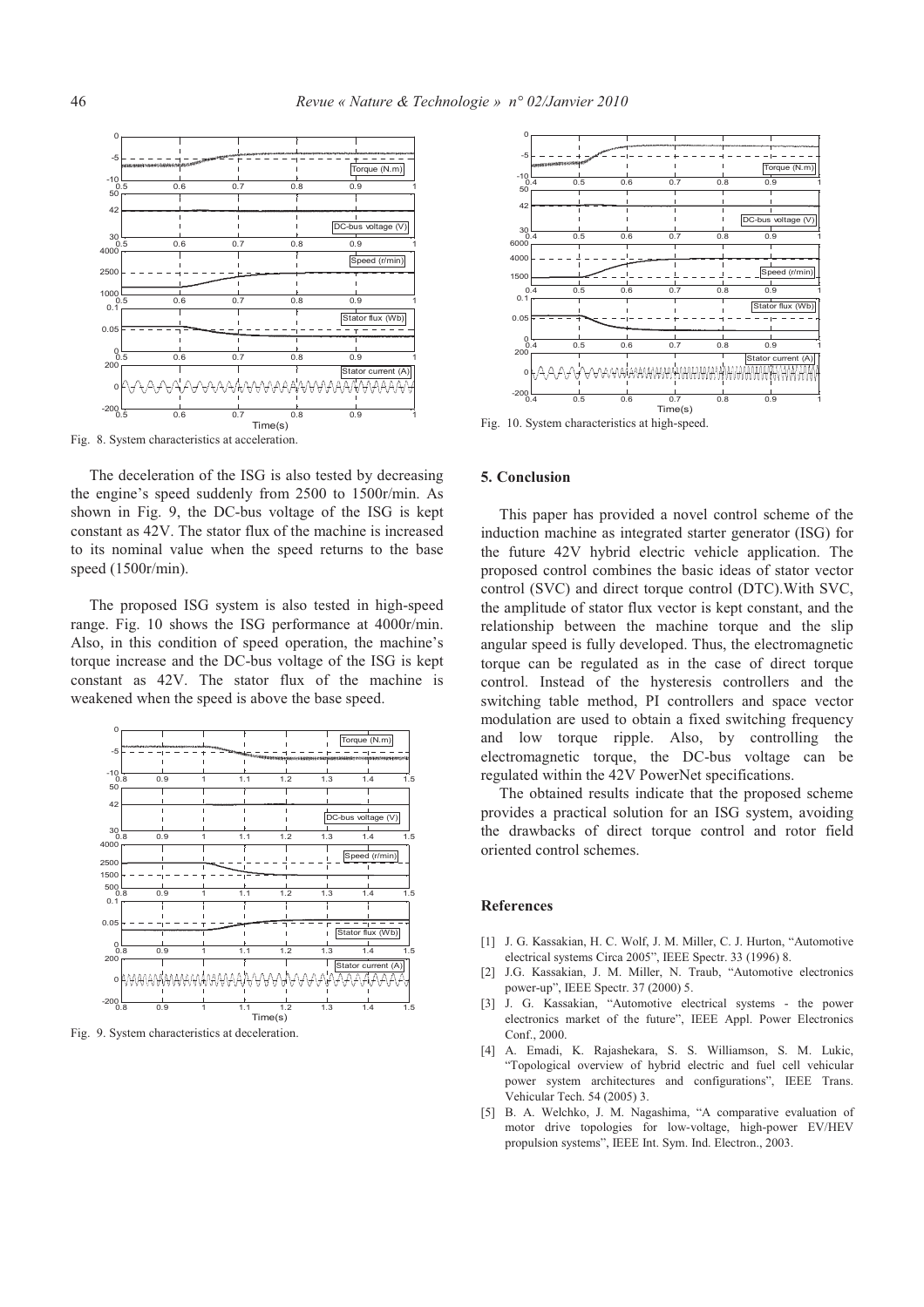Fig. 8. System characteristics at acceleration.

The deceleration of the ISG is also tested by decreasing the engine's speed suddenly from 2500 to 1500r/min. As shown in Fig. 9, the DC-bus voltage of the ISG is kept constant as 42V. The stator flux of the machine is increased to its nominal value when the speed returns to the base speed (1500r/min).

The proposed ISG system is also tested in high-speed range. Fig. 10 shows the ISG performance at 4000r/min. Also, in this condition of speed operation, the machine's torque increase and the DC-bus voltage of the ISG is kept constant as 42V. The stator flux of the machine is weakened when the speed is above the base speed.

Fig. 9. System characteristics at deceleration.

Fig. 10. System characteristics at high-speed.

## 5. Conclusion

This paper has provided a novel control scheme of the induction machine as integrated starter generator (ISG) for the future 42V hybrid electric vehicle application. The proposed control combines the basic ideas of stator vector control (SVC) and direct torque control (DTC).With SVC, the amplitude of stator flux vector is kept constant, and the relationship between the machine torque and the slip angular speed is fully developed. Thus, the electromagnetic torque can be regulated as in the case of direct torque control. Instead of the hysteresis controllers and the switching table method, PI controllers and space vector modulation are used to obtain a fixed switching frequency and low torque ripple. Also, by controlling the electromagnetic torque, the DC-bus voltage can be regulated within the 42V PowerNet specifications.

The obtained results indicate that the proposed scheme provides a practical solution for an ISG system, avoiding the drawbacks of direct torque control and rotor field oriented control schemes.

## References

[1] J. G. Kassakian, H. C. Wolf, J. M. Miller, C. J. Hurton, "Automotive electrical systems Circa 2005", IEEE Spectr. 33 (1996) 8.

[2] J.G. Kassakian, J. M. Miller, N. Traub, "Automotive electronics power-up", IEEE Spectr. 37 (2000) 5.

[3] J. G. Kassakian, "Automotive electrical systems - the power electronics market of the future", IEEE Appl. Power Electronics Conf., 2000.

[4] A. Emadi, K. Rajashekara, S. S. Williamson, S. M. Lukic, "Topological overview of hybrid electric and fuel cell vehicular power system architectures and configurations", IEEE Trans. Vehicular Tech. 54 (2005) 3.

[5] B. A. Welchko, J. M. Nagashima, "A comparative evaluation of motor drive topologies for low-voltage, high-power EV/HEV propulsion systems", IEEE Int. Sym. Ind. Electron., 2003.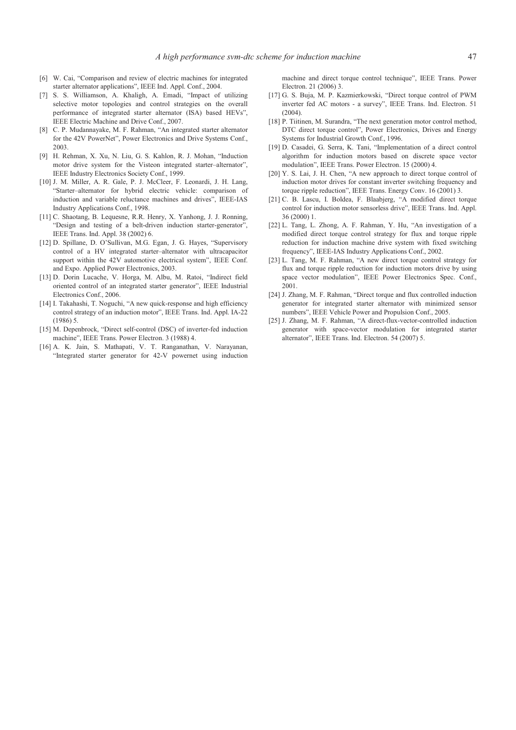[6] W. Cai, "Comparison and review of electric machines for integrated starter alternator applications", IEEE Ind. Appl. Conf., 2004.

[7] S. S. Williamson, A. Khaligh, A. Emadi, "Impact of utilizing selective motor topologies and control strategies on the overall performance of integrated starter alternator (ISA) based HEVs", IEEE Electric Machine and Drive Conf., 2007.

[8] C. P. Mudannayake, M. F. Rahman, "An integrated starter alternator for the 42V PowerNet", Power Electronics and Drive Systems Conf., 2003.

[9] H. Rehman, X. Xu, N. Liu, G. S. Kahlon, R. J. Mohan, "Induction motor drive system for the Visteon integrated starter–alternator", IEEE Industry Electronics Society Conf., 1999.

[10] J. M. Miller, A. R. Gale, P. J. McCleer, F. Leonardi, J. H. Lang, "Starter–alternator for hybrid electric vehicle: comparison of induction and variable reluctance machines and drives", IEEE-IAS Industry Applications Conf., 1998.

[11] C. Shaotang, B. Lequesne, R.R. Henry, X. Yanhong, J. J. Ronning, "Design and testing of a belt-driven induction starter-generator", IEEE Trans. Ind. Appl. 38 (2002) 6.

[12] D. Spillane, D. O'Sullivan, M.G. Egan, J. G. Hayes, "Supervisory control of a HV integrated starter–alternator with ultracapacitor support within the 42V automotive electrical system", IEEE Conf. and Expo. Applied Power Electronics, 2003.

[13] D. Dorin Lucache, V. Horga, M. Albu, M. Ratoi, "Indirect field oriented control of an integrated starter generator", IEEE Industrial Electronics Conf., 2006.

[14] I. Takahashi, T. Noguchi, "A new quick-response and high efficiency control strategy of an induction motor", IEEE Trans. Ind. Appl. IA-22 (1986) 5.

[15] M. Depenbrock, "Direct self-control (DSC) of inverter-fed induction machine", IEEE Trans. Power Electron. 3 (1988) 4.

[16] A. K. Jain, S. Mathapati, V. T. Ranganathan, V. Narayanan, "Integrated starter generator for 42-V powernet using induction machine and direct torque control technique", IEEE Trans. Power Electron. 21 (2006) 3.

[17] G. S. Buja, M. P. Kazmierkowski, "Direct torque control of PWM inverter fed AC motors - a survey", IEEE Trans. Ind. Electron. 51 (2004).

[18] P. Tiitinen, M. Surandra, "The next generation motor control method, DTC direct torque control", Power Electronics, Drives and Energy Systems for Industrial Growth Conf., 1996.

[19] D. Casadei, G. Serra, K. Tani, "Implementation of a direct control algorithm for induction motors based on discrete space vector modulation", IEEE Trans. Power Electron. 15 (2000) 4.

[20] Y. S. Lai, J. H. Chen, "A new approach to direct torque control of induction motor drives for constant inverter switching frequency and torque ripple reduction", IEEE Trans. Energy Conv. 16 (2001) 3.

[21] C. B. Lascu, I. Boldea, F. Blaabjerg, "A modified direct torque control for induction motor sensorless drive", IEEE Trans. Ind. Appl. 36 (2000) 1.

[22] L. Tang, L. Zhong, A. F. Rahman, Y. Hu, "An investigation of a modified direct torque control strategy for flux and torque ripple reduction for induction machine drive system with fixed switching frequency", IEEE-IAS Industry Applications Conf., 2002.

[23] L. Tang, M. F. Rahman, "A new direct torque control strategy for flux and torque ripple reduction for induction motors drive by using space vector modulation", IEEE Power Electronics Spec. Conf., 2001.

[24] J. Zhang, M. F. Rahman, "Direct torque and flux controlled induction generator for integrated starter alternator with minimized sensor numbers", IEEE Vehicle Power and Propulsion Conf., 2005.

[25] J. Zhang, M. F. Rahman, "A direct-flux-vector-controlled induction generator with space-vector modulation for integrated starter alternator", IEEE Trans. Ind. Electron. 54 (2007) 5.